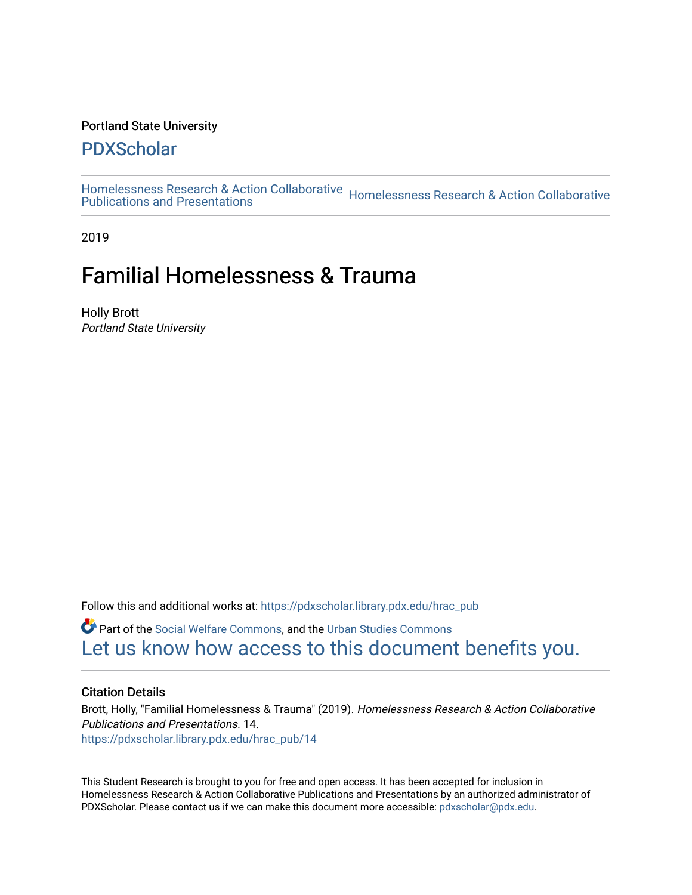Portland State University

# PDXScholar

Homelessness Research & Action Collaborative Publications and Presentations

Homelessness Research & Action Collaborative

2019

# Familial Homelessness & Trauma

Holly Brott
*Portland State University*

Follow this and additional works at: https://pdxscholar.library.pdx.edu/hrac_pub

Part of the Social Welfare Commons, and the Urban Studies Commons

Let us know how access to this document benefits you.

### Citation Details

Brott, Holly, "Familial Homelessness & Trauma" (2019). *Homelessness Research & Action Collaborative Publications and Presentations*. 14.
https://pdxscholar.library.pdx.edu/hrac_pub/14

This Student Research is brought to you for free and open access. It has been accepted for inclusion in Homelessness Research & Action Collaborative Publications and Presentations by an authorized administrator of PDXScholar. Please contact us if we can make this document more accessible: pdxscholar@pdx.edu.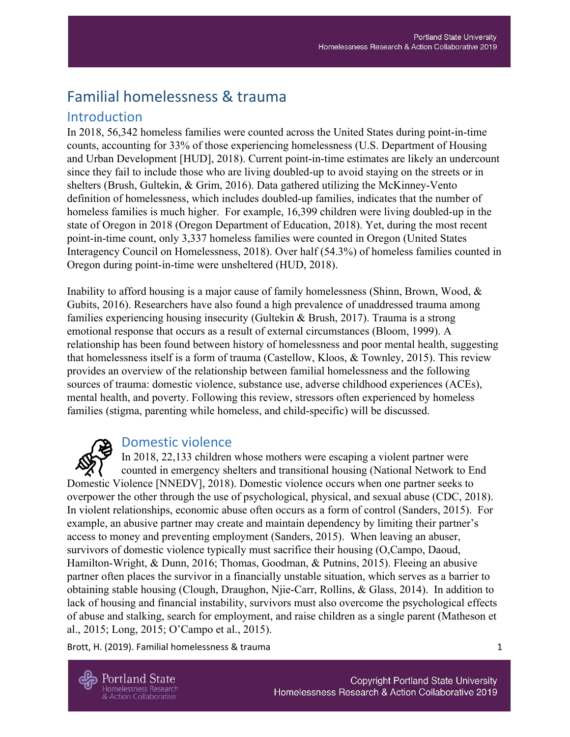# Familial homelessness & trauma

## Introduction

In 2018, 56,342 homeless families were counted across the United States during point-in-time counts, accounting for 33% of those experiencing homelessness (U.S. Department of Housing and Urban Development [HUD], 2018). Current point-in-time estimates are likely an undercount since they fail to include those who are living doubled-up to avoid staying on the streets or in shelters (Brush, Gultekin, & Grim, 2016). Data gathered utilizing the McKinney-Vento definition of homelessness, which includes doubled-up families, indicates that the number of homeless families is much higher. For example, 16,399 children were living doubled-up in the state of Oregon in 2018 (Oregon Department of Education, 2018). Yet, during the most recent point-in-time count, only 3,337 homeless families were counted in Oregon (United States Interagency Council on Homelessness, 2018). Over half (54.3%) of homeless families counted in Oregon during point-in-time were unsheltered (HUD, 2018).

Inability to afford housing is a major cause of family homelessness (Shinn, Brown, Wood, & Gubits, 2016). Researchers have also found a high prevalence of unaddressed trauma among families experiencing housing insecurity (Gultekin & Brush, 2017). Trauma is a strong emotional response that occurs as a result of external circumstances (Bloom, 1999). A relationship has been found between history of homelessness and poor mental health, suggesting that homelessness itself is a form of trauma (Castellow, Kloos, & Townley, 2015). This review provides an overview of the relationship between familial homelessness and the following sources of trauma: domestic violence, substance use, adverse childhood experiences (ACEs), mental health, and poverty. Following this review, stressors often experienced by homeless families (stigma, parenting while homeless, and child-specific) will be discussed.

## Domestic violence

In 2018, 22,133 children whose mothers were escaping a violent partner were counted in emergency shelters and transitional housing (National Network to End Domestic Violence [NNEDV], 2018). Domestic violence occurs when one partner seeks to overpower the other through the use of psychological, physical, and sexual abuse (CDC, 2018). In violent relationships, economic abuse often occurs as a form of control (Sanders, 2015). For example, an abusive partner may create and maintain dependency by limiting their partner's access to money and preventing employment (Sanders, 2015). When leaving an abuser, survivors of domestic violence typically must sacrifice their housing (O,Campo, Daoud, Hamilton-Wright, & Dunn, 2016; Thomas, Goodman, & Putnins, 2015). Fleeing an abusive partner often places the survivor in a financially unstable situation, which serves as a barrier to obtaining stable housing (Clough, Draughon, Njie-Carr, Rollins, & Glass, 2014). In addition to lack of housing and financial instability, survivors must also overcome the psychological effects of abuse and stalking, search for employment, and raise children as a single parent (Matheson et al., 2015; Long, 2015; O'Campo et al., 2015).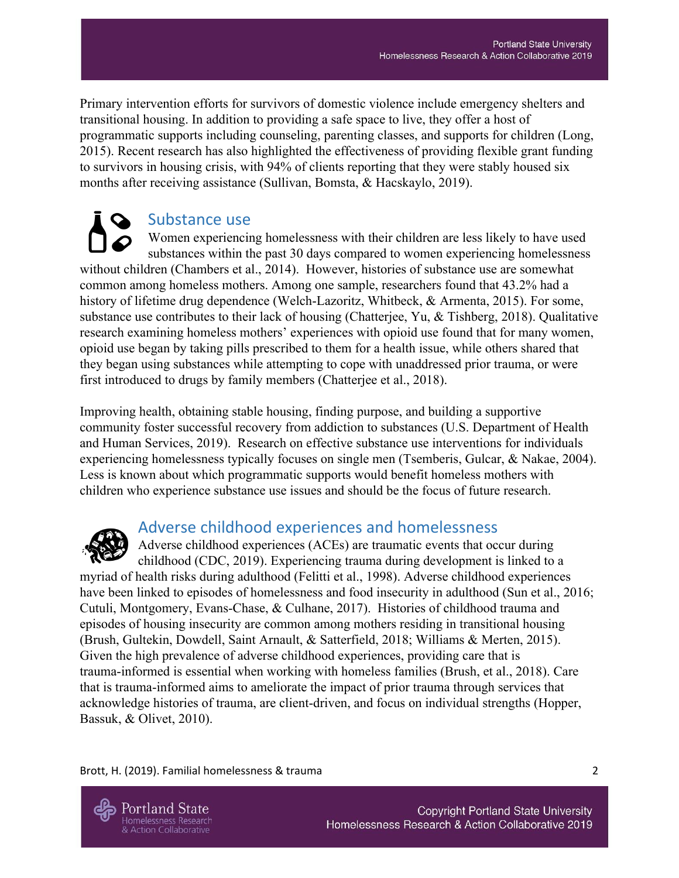Primary intervention efforts for survivors of domestic violence include emergency shelters and transitional housing. In addition to providing a safe space to live, they offer a host of programmatic supports including counseling, parenting classes, and supports for children (Long, 2015). Recent research has also highlighted the effectiveness of providing flexible grant funding to survivors in housing crisis, with 94% of clients reporting that they were stably housed six months after receiving assistance (Sullivan, Bomsta, & Hacskaylo, 2019).

## Substance use

Women experiencing homelessness with their children are less likely to have used substances within the past 30 days compared to women experiencing homelessness without children (Chambers et al., 2014). However, histories of substance use are somewhat common among homeless mothers. Among one sample, researchers found that 43.2% had a history of lifetime drug dependence (Welch-Lazoritz, Whitbeck, & Armenta, 2015). For some, substance use contributes to their lack of housing (Chatterjee, Yu, & Tishberg, 2018). Qualitative research examining homeless mothers' experiences with opioid use found that for many women, opioid use began by taking pills prescribed to them for a health issue, while others shared that they began using substances while attempting to cope with unaddressed prior trauma, or were first introduced to drugs by family members (Chatterjee et al., 2018).

Improving health, obtaining stable housing, finding purpose, and building a supportive community foster successful recovery from addiction to substances (U.S. Department of Health and Human Services, 2019). Research on effective substance use interventions for individuals experiencing homelessness typically focuses on single men (Tsemberis, Gulcar, & Nakae, 2004). Less is known about which programmatic supports would benefit homeless mothers with children who experience substance use issues and should be the focus of future research.

## Adverse childhood experiences and homelessness

Adverse childhood experiences (ACEs) are traumatic events that occur during childhood (CDC, 2019). Experiencing trauma during development is linked to a myriad of health risks during adulthood (Felitti et al., 1998). Adverse childhood experiences have been linked to episodes of homelessness and food insecurity in adulthood (Sun et al., 2016; Cutuli, Montgomery, Evans-Chase, & Culhane, 2017). Histories of childhood trauma and episodes of housing insecurity are common among mothers residing in transitional housing (Brush, Gultekin, Dowdell, Saint Arnault, & Satterfield, 2018; Williams & Merten, 2015). Given the high prevalence of adverse childhood experiences, providing care that is trauma-informed is essential when working with homeless families (Brush, et al., 2018). Care that is trauma-informed aims to ameliorate the impact of prior trauma through services that acknowledge histories of trauma, are client-driven, and focus on individual strengths (Hopper, Bassuk, & Olivet, 2010).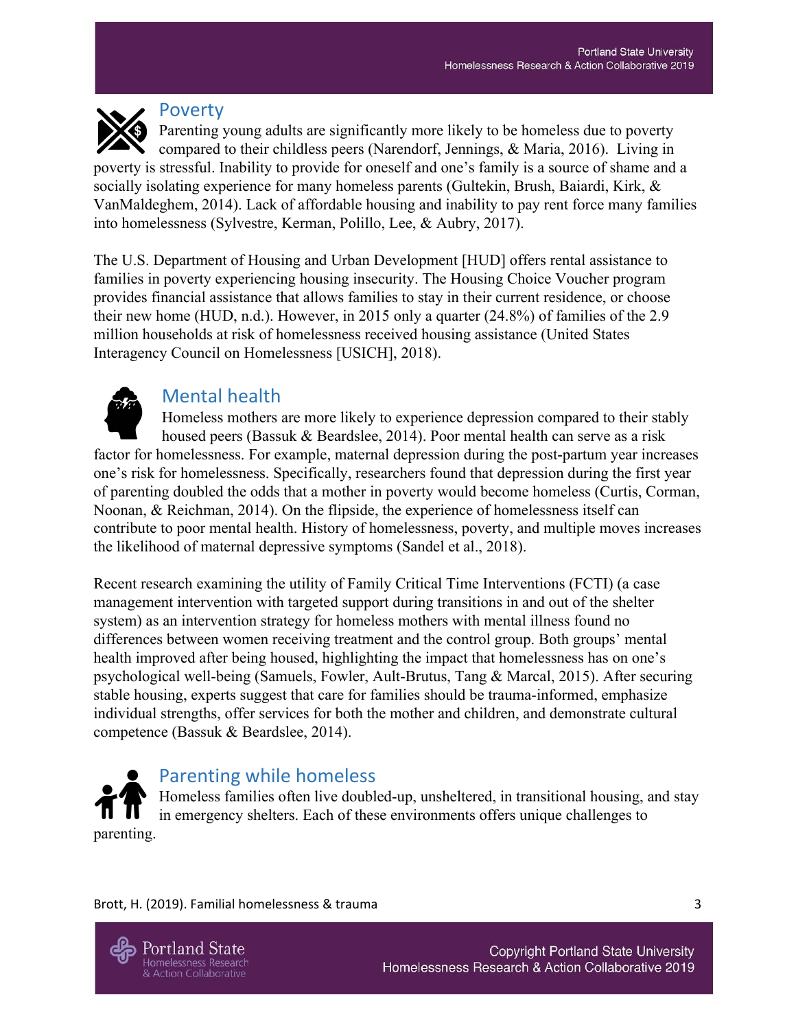## Poverty

Parenting young adults are significantly more likely to be homeless due to poverty compared to their childless peers (Narendorf, Jennings, & Maria, 2016). Living in poverty is stressful. Inability to provide for oneself and one's family is a source of shame and a socially isolating experience for many homeless parents (Gultekin, Brush, Baiardi, Kirk, & VanMaldeghem, 2014). Lack of affordable housing and inability to pay rent force many families into homelessness (Sylvestre, Kerman, Polillo, Lee, & Aubry, 2017).

The U.S. Department of Housing and Urban Development [HUD] offers rental assistance to families in poverty experiencing housing insecurity. The Housing Choice Voucher program provides financial assistance that allows families to stay in their current residence, or choose their new home (HUD, n.d.). However, in 2015 only a quarter (24.8%) of families of the 2.9 million households at risk of homelessness received housing assistance (United States Interagency Council on Homelessness [USICH], 2018).

## Mental health

Homeless mothers are more likely to experience depression compared to their stably housed peers (Bassuk & Beardslee, 2014). Poor mental health can serve as a risk factor for homelessness. For example, maternal depression during the post-partum year increases one's risk for homelessness. Specifically, researchers found that depression during the first year of parenting doubled the odds that a mother in poverty would become homeless (Curtis, Corman, Noonan, & Reichman, 2014). On the flipside, the experience of homelessness itself can contribute to poor mental health. History of homelessness, poverty, and multiple moves increases the likelihood of maternal depressive symptoms (Sandel et al., 2018).

Recent research examining the utility of Family Critical Time Interventions (FCTI) (a case management intervention with targeted support during transitions in and out of the shelter system) as an intervention strategy for homeless mothers with mental illness found no differences between women receiving treatment and the control group. Both groups' mental health improved after being housed, highlighting the impact that homelessness has on one's psychological well-being (Samuels, Fowler, Ault-Brutus, Tang & Marcal, 2015). After securing stable housing, experts suggest that care for families should be trauma-informed, emphasize individual strengths, offer services for both the mother and children, and demonstrate cultural competence (Bassuk & Beardslee, 2014).

## Parenting while homeless

Homeless families often live doubled-up, unsheltered, in transitional housing, and stay in emergency shelters. Each of these environments offers unique challenges to parenting.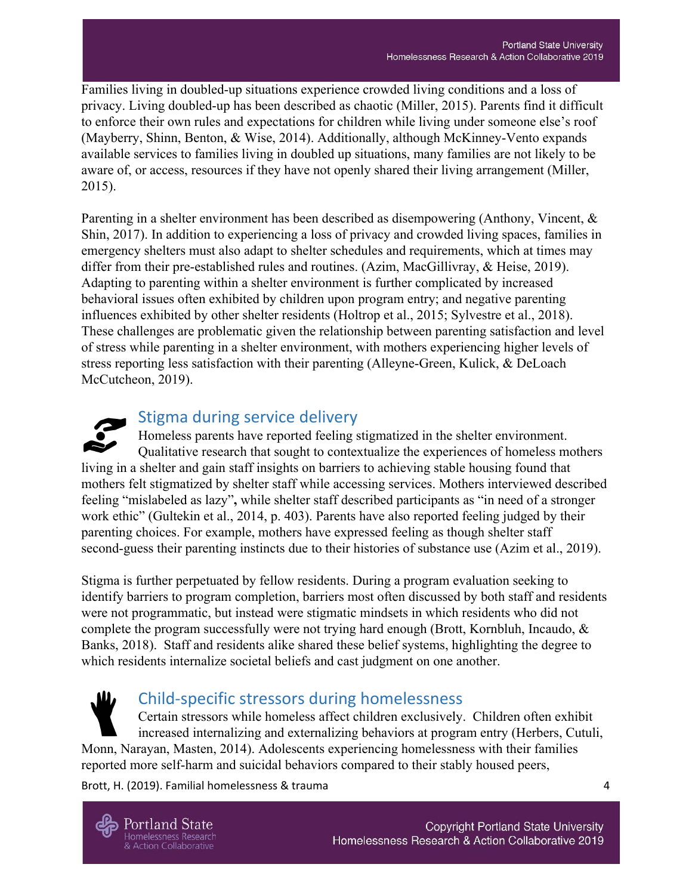Families living in doubled-up situations experience crowded living conditions and a loss of privacy. Living doubled-up has been described as chaotic (Miller, 2015). Parents find it difficult to enforce their own rules and expectations for children while living under someone else's roof (Mayberry, Shinn, Benton, & Wise, 2014). Additionally, although McKinney-Vento expands available services to families living in doubled up situations, many families are not likely to be aware of, or access, resources if they have not openly shared their living arrangement (Miller, 2015).

Parenting in a shelter environment has been described as disempowering (Anthony, Vincent, & Shin, 2017). In addition to experiencing a loss of privacy and crowded living spaces, families in emergency shelters must also adapt to shelter schedules and requirements, which at times may differ from their pre-established rules and routines. (Azim, MacGillivray, & Heise, 2019). Adapting to parenting within a shelter environment is further complicated by increased behavioral issues often exhibited by children upon program entry; and negative parenting influences exhibited by other shelter residents (Holtrop et al., 2015; Sylvestre et al., 2018). These challenges are problematic given the relationship between parenting satisfaction and level of stress while parenting in a shelter environment, with mothers experiencing higher levels of stress reporting less satisfaction with their parenting (Alleyne-Green, Kulick, & DeLoach McCutcheon, 2019).

## Stigma during service delivery

Homeless parents have reported feeling stigmatized in the shelter environment. Qualitative research that sought to contextualize the experiences of homeless mothers living in a shelter and gain staff insights on barriers to achieving stable housing found that mothers felt stigmatized by shelter staff while accessing services. Mothers interviewed described feeling "mislabeled as lazy"**,** while shelter staff described participants as "in need of a stronger work ethic" (Gultekin et al., 2014, p. 403). Parents have also reported feeling judged by their parenting choices. For example, mothers have expressed feeling as though shelter staff second-guess their parenting instincts due to their histories of substance use (Azim et al., 2019).

Stigma is further perpetuated by fellow residents. During a program evaluation seeking to identify barriers to program completion, barriers most often discussed by both staff and residents were not programmatic, but instead were stigmatic mindsets in which residents who did not complete the program successfully were not trying hard enough (Brott, Kornbluh, Incaudo, & Banks, 2018). Staff and residents alike shared these belief systems, highlighting the degree to which residents internalize societal beliefs and cast judgment on one another.

## Child-specific stressors during homelessness

Certain stressors while homeless affect children exclusively. Children often exhibit increased internalizing and externalizing behaviors at program entry (Herbers, Cutuli, Monn, Narayan, Masten, 2014). Adolescents experiencing homelessness with their families reported more self-harm and suicidal behaviors compared to their stably housed peers,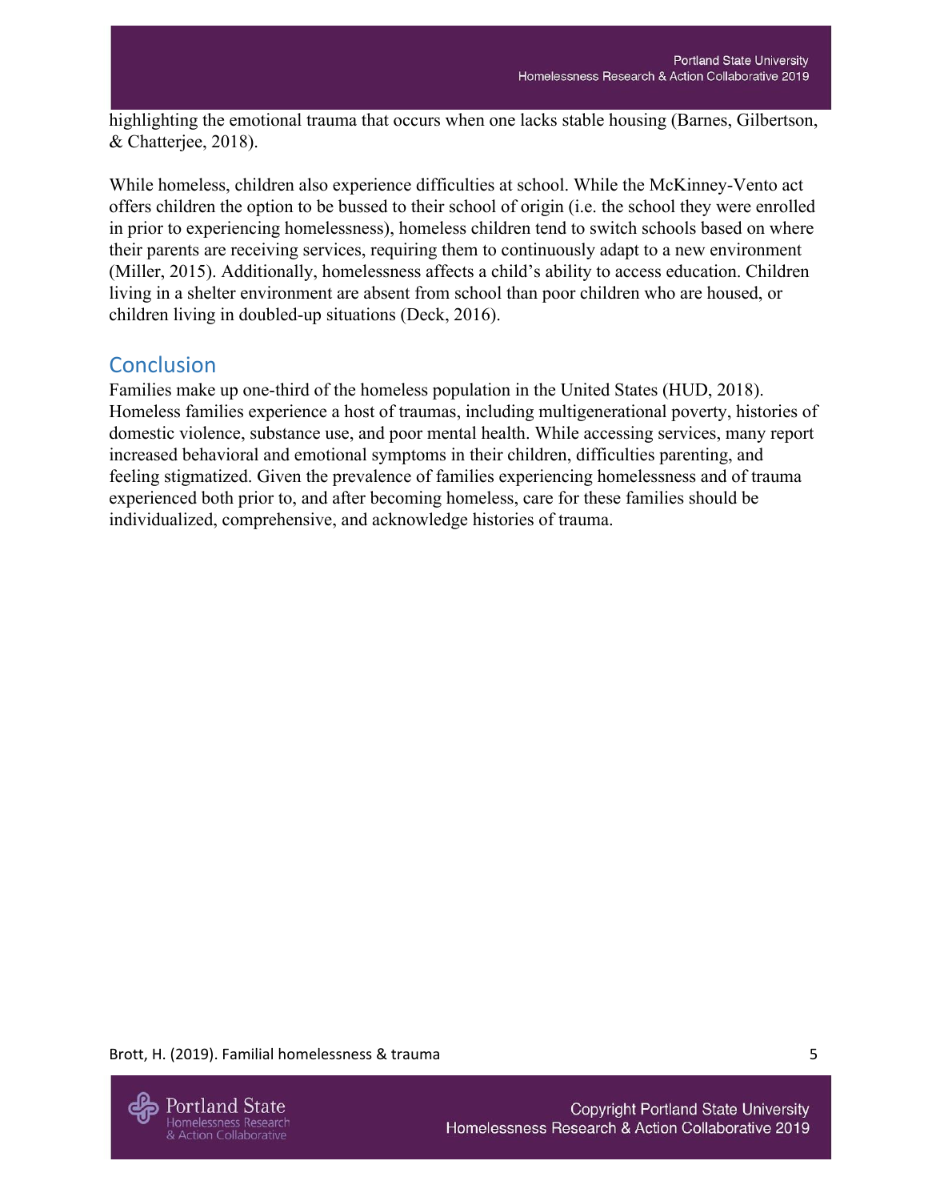highlighting the emotional trauma that occurs when one lacks stable housing (Barnes, Gilbertson, & Chatterjee, 2018).

While homeless, children also experience difficulties at school. While the McKinney-Vento act offers children the option to be bussed to their school of origin (i.e. the school they were enrolled in prior to experiencing homelessness), homeless children tend to switch schools based on where their parents are receiving services, requiring them to continuously adapt to a new environment (Miller, 2015). Additionally, homelessness affects a child's ability to access education. Children living in a shelter environment are absent from school than poor children who are housed, or children living in doubled-up situations (Deck, 2016).

## Conclusion

Families make up one-third of the homeless population in the United States (HUD, 2018). Homeless families experience a host of traumas, including multigenerational poverty, histories of domestic violence, substance use, and poor mental health. While accessing services, many report increased behavioral and emotional symptoms in their children, difficulties parenting, and feeling stigmatized. Given the prevalence of families experiencing homelessness and of trauma experienced both prior to, and after becoming homeless, care for these families should be individualized, comprehensive, and acknowledge histories of trauma.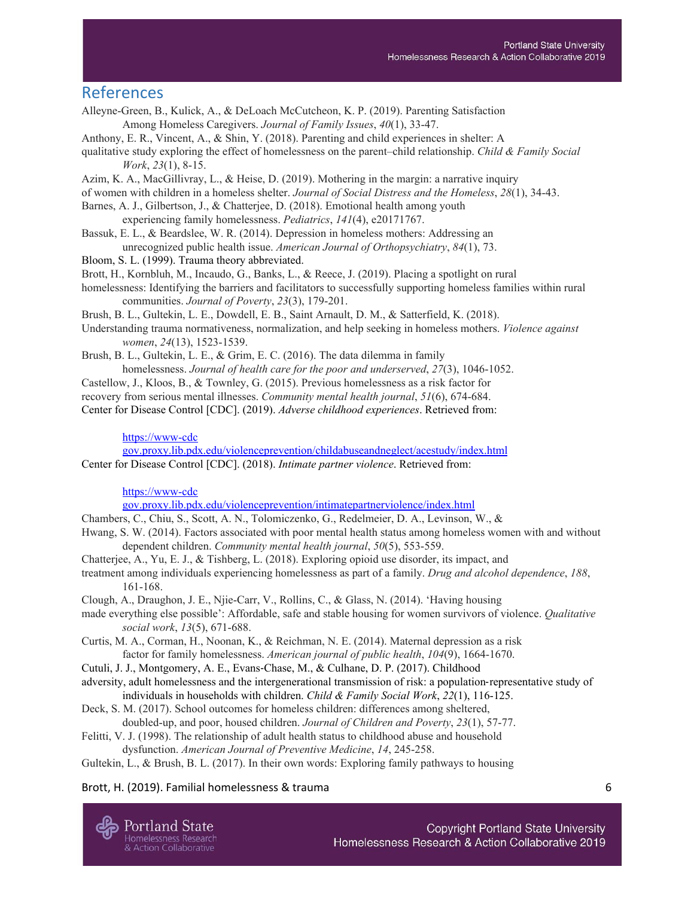## References

Alleyne-Green, B., Kulick, A., & DeLoach McCutcheon, K. P. (2019). Parenting Satisfaction Among Homeless Caregivers. *Journal of Family Issues*, *40*(1), 33-47.

Anthony, E. R., Vincent, A., & Shin, Y. (2018). Parenting and child experiences in shelter: A qualitative study exploring the effect of homelessness on the parent–child relationship. *Child & Family Social Work*, *23*(1), 8-15.

Azim, K. A., MacGillivray, L., & Heise, D. (2019). Mothering in the margin: a narrative inquiry of women with children in a homeless shelter. *Journal of Social Distress and the Homeless*, *28*(1), 34-43.

Barnes, A. J., Gilbertson, J., & Chatterjee, D. (2018). Emotional health among youth experiencing family homelessness. *Pediatrics*, *141*(4), e20171767.

Bassuk, E. L., & Beardslee, W. R. (2014). Depression in homeless mothers: Addressing an unrecognized public health issue. *American Journal of Orthopsychiatry*, *84*(1), 73.

Bloom, S. L. (1999). Trauma theory abbreviated.

Brott, H., Kornbluh, M., Incaudo, G., Banks, L., & Reece, J. (2019). Placing a spotlight on rural homelessness: Identifying the barriers and facilitators to successfully supporting homeless families within rural communities. *Journal of Poverty*, *23*(3), 179-201.

Brush, B. L., Gultekin, L. E., Dowdell, E. B., Saint Arnault, D. M., & Satterfield, K. (2018). Understanding trauma normativeness, normalization, and help seeking in homeless mothers. *Violence against women*, *24*(13), 1523-1539.

Brush, B. L., Gultekin, L. E., & Grim, E. C. (2016). The data dilemma in family homelessness. *Journal of health care for the poor and underserved*, *27*(3), 1046-1052.

Castellow, J., Kloos, B., & Townley, G. (2015). Previous homelessness as a risk factor for recovery from serious mental illnesses. *Community mental health journal*, *51*(6), 674-684.

Center for Disease Control [CDC]. (2019). *Adverse childhood experiences*. Retrieved from: https://www-cdc gov.proxy.lib.pdx.edu/violenceprevention/childabuseandneglect/acestudy/index.html

Center for Disease Control [CDC]. (2018). *Intimate partner violence*. Retrieved from: https://www-cdc gov.proxy.lib.pdx.edu/violenceprevention/intimatepartnerviolence/index.html

Chambers, C., Chiu, S., Scott, A. N., Tolomiczenko, G., Redelmeier, D. A., Levinson, W., & Hwang, S. W. (2014). Factors associated with poor mental health status among homeless women with and without dependent children. *Community mental health journal*, *50*(5), 553-559.

Chatterjee, A., Yu, E. J., & Tishberg, L. (2018). Exploring opioid use disorder, its impact, and treatment among individuals experiencing homelessness as part of a family. *Drug and alcohol dependence*, *188*, 161-168.

Clough, A., Draughon, J. E., Njie-Carr, V., Rollins, C., & Glass, N. (2014). 'Having housing made everything else possible': Affordable, safe and stable housing for women survivors of violence. *Qualitative social work*, *13*(5), 671-688.

Curtis, M. A., Corman, H., Noonan, K., & Reichman, N. E. (2014). Maternal depression as a risk factor for family homelessness. *American journal of public health*, *104*(9), 1664-1670.

Cutuli, J. J., Montgomery, A. E., Evans-Chase, M., & Culhane, D. P. (2017). Childhood adversity, adult homelessness and the intergenerational transmission of risk: a population-representative study of individuals in households with children. *Child & Family Social Work*, *22*(1), 116-125.

Deck, S. M. (2017). School outcomes for homeless children: differences among sheltered, doubled-up, and poor, housed children. *Journal of Children and Poverty*, *23*(1), 57-77.

Felitti, V. J. (1998). The relationship of adult health status to childhood abuse and household dysfunction. *American Journal of Preventive Medicine*, *14*, 245-258.

Gultekin, L., & Brush, B. L. (2017). In their own words: Exploring family pathways to housing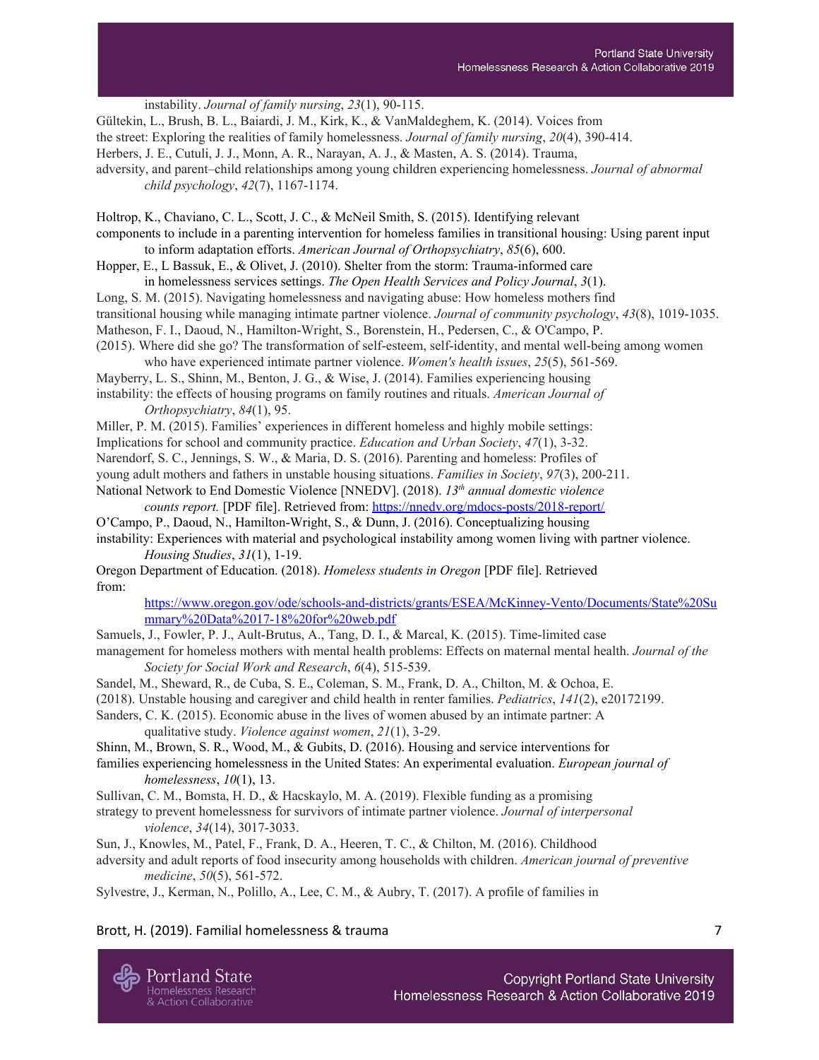instability. *Journal of family nursing*, *23*(1), 90-115.

Gültekin, L., Brush, B. L., Baiardi, J. M., Kirk, K., & VanMaldeghem, K. (2014). Voices from the street: Exploring the realities of family homelessness. *Journal of family nursing*, *20*(4), 390-414.

Herbers, J. E., Cutuli, J. J., Monn, A. R., Narayan, A. J., & Masten, A. S. (2014). Trauma, adversity, and parent–child relationships among young children experiencing homelessness. *Journal of abnormal child psychology*, *42*(7), 1167-1174.

Holtrop, K., Chaviano, C. L., Scott, J. C., & McNeil Smith, S. (2015). Identifying relevant components to include in a parenting intervention for homeless families in transitional housing: Using parent input to inform adaptation efforts. *American Journal of Orthopsychiatry*, *85*(6), 600.

Hopper, E., L Bassuk, E., & Olivet, J. (2010). Shelter from the storm: Trauma-informed care in homelessness services settings. *The Open Health Services and Policy Journal*, *3*(1).

Long, S. M. (2015). Navigating homelessness and navigating abuse: How homeless mothers find transitional housing while managing intimate partner violence. *Journal of community psychology*, *43*(8), 1019-1035.

Matheson, F. I., Daoud, N., Hamilton-Wright, S., Borenstein, H., Pedersen, C., & O'Campo, P. (2015). Where did she go? The transformation of self-esteem, self-identity, and mental well-being among women who have experienced intimate partner violence. *Women's health issues*, *25*(5), 561-569.

Mayberry, L. S., Shinn, M., Benton, J. G., & Wise, J. (2014). Families experiencing housing instability: the effects of housing programs on family routines and rituals. *American Journal of Orthopsychiatry*, *84*(1), 95.

Miller, P. M. (2015). Families' experiences in different homeless and highly mobile settings: Implications for school and community practice. *Education and Urban Society*, *47*(1), 3-32.

Narendorf, S. C., Jennings, S. W., & Maria, D. S. (2016). Parenting and homeless: Profiles of young adult mothers and fathers in unstable housing situations. *Families in Society*, *97*(3), 200-211.

National Network to End Domestic Violence [NNEDV]. (2018). *13th annual domestic violence counts report.* [PDF file]. Retrieved from: https://nnedv.org/mdocs-posts/2018-report/

O'Campo, P., Daoud, N., Hamilton-Wright, S., & Dunn, J. (2016). Conceptualizing housing instability: Experiences with material and psychological instability among women living with partner violence. *Housing Studies*, *31*(1), 1-19.

Oregon Department of Education. (2018). *Homeless students in Oregon* [PDF file]. Retrieved from: https://www.oregon.gov/ode/schools-and-districts/grants/ESEA/McKinney-Vento/Documents/State%20Summary%20Data%2017-18%20for%20web.pdf

Samuels, J., Fowler, P. J., Ault-Brutus, A., Tang, D. I., & Marcal, K. (2015). Time-limited case management for homeless mothers with mental health problems: Effects on maternal mental health. *Journal of the Society for Social Work and Research*, *6*(4), 515-539.

Sandel, M., Sheward, R., de Cuba, S. E., Coleman, S. M., Frank, D. A., Chilton, M. & Ochoa, E. (2018). Unstable housing and caregiver and child health in renter families. *Pediatrics*, *141*(2), e20172199.

Sanders, C. K. (2015). Economic abuse in the lives of women abused by an intimate partner: A qualitative study. *Violence against women*, *21*(1), 3-29.

Shinn, M., Brown, S. R., Wood, M., & Gubits, D. (2016). Housing and service interventions for families experiencing homelessness in the United States: An experimental evaluation. *European journal of homelessness*, *10*(1), 13.

Sullivan, C. M., Bomsta, H. D., & Hacskaylo, M. A. (2019). Flexible funding as a promising strategy to prevent homelessness for survivors of intimate partner violence. *Journal of interpersonal violence*, *34*(14), 3017-3033.

Sun, J., Knowles, M., Patel, F., Frank, D. A., Heeren, T. C., & Chilton, M. (2016). Childhood adversity and adult reports of food insecurity among households with children. *American journal of preventive medicine*, *50*(5), 561-572.

Sylvestre, J., Kerman, N., Polillo, A., Lee, C. M., & Aubry, T. (2017). A profile of families in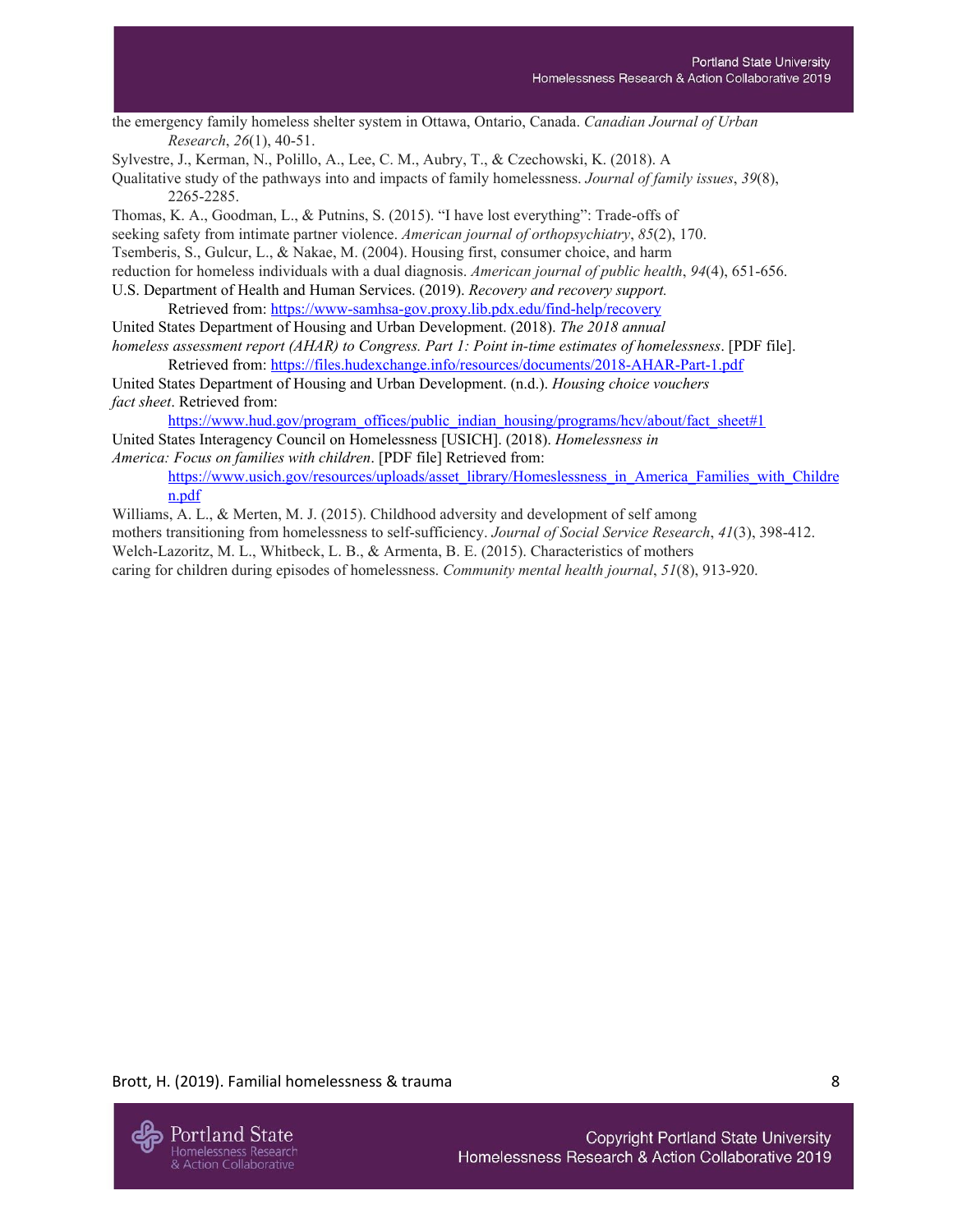the emergency family homeless shelter system in Ottawa, Ontario, Canada. *Canadian Journal of Urban Research*, *26*(1), 40-51.

Sylvestre, J., Kerman, N., Polillo, A., Lee, C. M., Aubry, T., & Czechowski, K. (2018). A Qualitative study of the pathways into and impacts of family homelessness. *Journal of family issues*, *39*(8), 2265-2285.

Thomas, K. A., Goodman, L., & Putnins, S. (2015). "I have lost everything": Trade-offs of seeking safety from intimate partner violence. *American journal of orthopsychiatry*, *85*(2), 170.

Tsemberis, S., Gulcur, L., & Nakae, M. (2004). Housing first, consumer choice, and harm reduction for homeless individuals with a dual diagnosis. *American journal of public health*, *94*(4), 651-656.

U.S. Department of Health and Human Services. (2019). *Recovery and recovery support.* Retrieved from: https://www-samhsa-gov.proxy.lib.pdx.edu/find-help/recovery

United States Department of Housing and Urban Development. (2018). *The 2018 annual homeless assessment report (AHAR) to Congress. Part 1: Point in-time estimates of homelessness*. [PDF file]. Retrieved from: https://files.hudexchange.info/resources/documents/2018-AHAR-Part-1.pdf

United States Department of Housing and Urban Development. (n.d.). *Housing choice vouchers fact sheet*. Retrieved from: https://www.hud.gov/program_offices/public_indian_housing/programs/hcv/about/fact_sheet#1

United States Interagency Council on Homelessness [USICH]. (2018). *Homelessness in America: Focus on families with children*. [PDF file] Retrieved from: https://www.usich.gov/resources/uploads/asset_library/Homeslessness_in_America_Families_with_Children.pdf

Williams, A. L., & Merten, M. J. (2015). Childhood adversity and development of self among mothers transitioning from homelessness to self-sufficiency. *Journal of Social Service Research*, *41*(3), 398-412.

Welch-Lazoritz, M. L., Whitbeck, L. B., & Armenta, B. E. (2015). Characteristics of mothers caring for children during episodes of homelessness. *Community mental health journal*, *51*(8), 913-920.